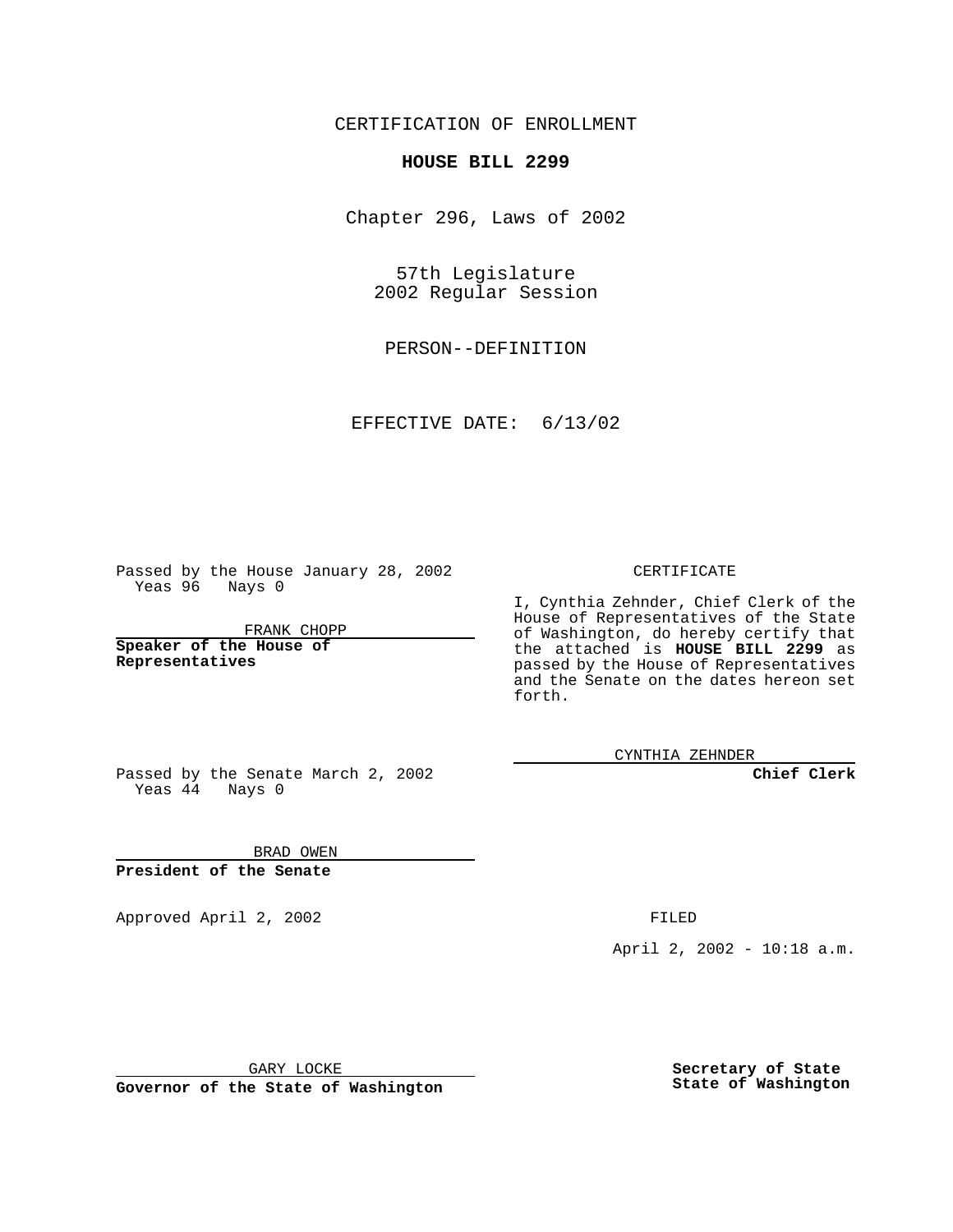CERTIFICATION OF ENROLLMENT

# HOUSE BILL 2299

Chapter 296, Laws of 2002

57th Legislature
2002 Regular Session

PERSON--DEFINITION

EFFECTIVE DATE: 6/13/02

Passed by the House January 28, 2002
Yeas 96 Nays 0

FRANK CHOPP

**Speaker of the House of Representatives**

Passed by the Senate March 2, 2002
Yeas 44 Nays 0

BRAD OWEN

**President of the Senate**

Approved April 2, 2002

GARY LOCKE

**Governor of the State of Washington**

CERTIFICATE

I, Cynthia Zehnder, Chief Clerk of the House of Representatives of the State of Washington, do hereby certify that the attached is **HOUSE BILL 2299** as passed by the House of Representatives and the Senate on the dates hereon set forth.

CYNTHIA ZEHNDER

**Chief Clerk**

FILED

April 2, 2002 - 10:18 a.m.

**Secretary of State**
**State of Washington**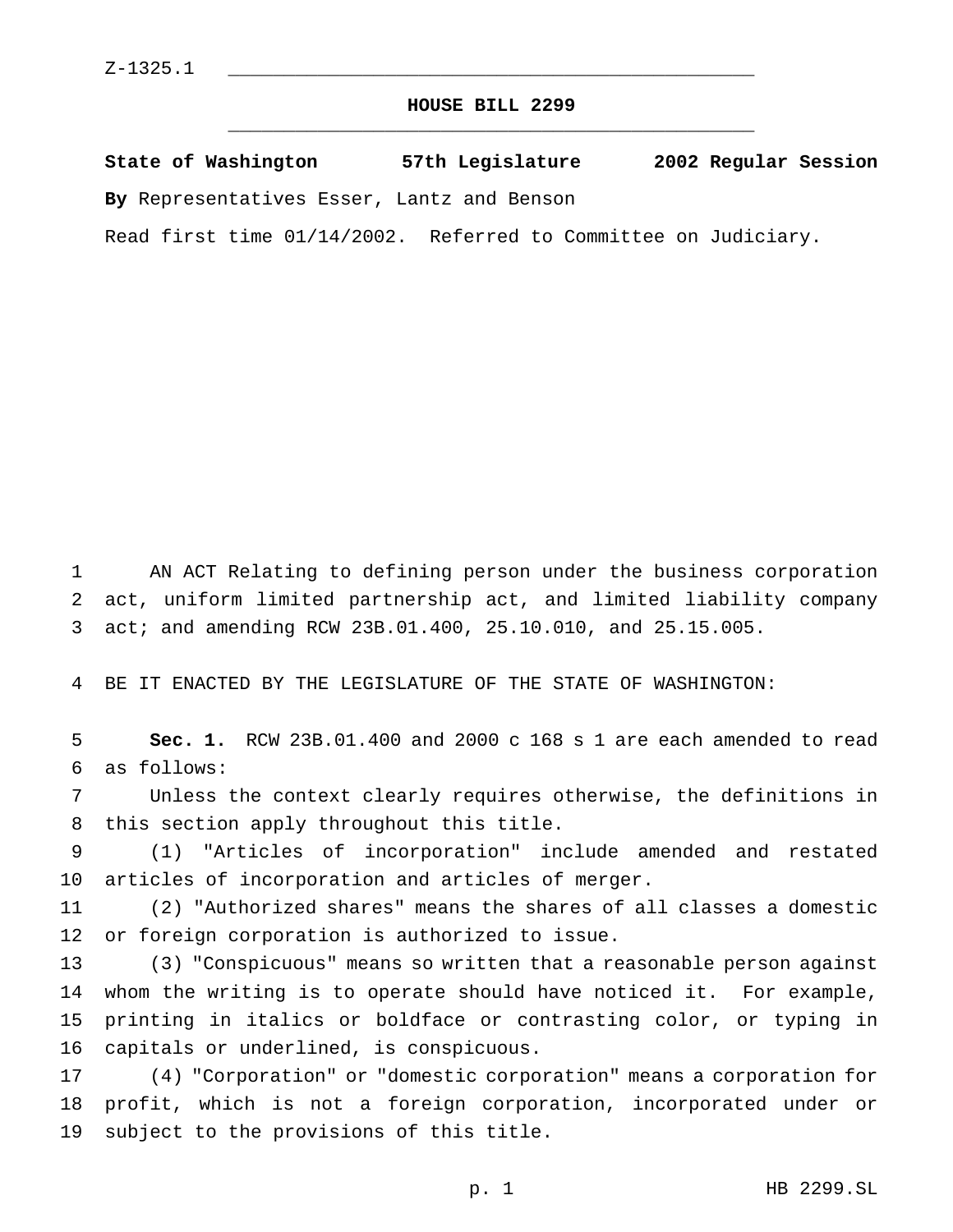Z-1325.1

# HOUSE BILL 2299

**State of Washington 57th Legislature 2002 Regular Session**

**By** Representatives Esser, Lantz and Benson

Read first time 01/14/2002. Referred to Committee on Judiciary.

AN ACT Relating to defining person under the business corporation act, uniform limited partnership act, and limited liability company act; and amending RCW 23B.01.400, 25.10.010, and 25.15.005.

BE IT ENACTED BY THE LEGISLATURE OF THE STATE OF WASHINGTON:

**Sec. 1.** RCW 23B.01.400 and 2000 c 168 s 1 are each amended to read as follows:

Unless the context clearly requires otherwise, the definitions in this section apply throughout this title.

(1) "Articles of incorporation" include amended and restated articles of incorporation and articles of merger.

(2) "Authorized shares" means the shares of all classes a domestic or foreign corporation is authorized to issue.

(3) "Conspicuous" means so written that a reasonable person against whom the writing is to operate should have noticed it. For example, printing in italics or boldface or contrasting color, or typing in capitals or underlined, is conspicuous.

(4) "Corporation" or "domestic corporation" means a corporation for profit, which is not a foreign corporation, incorporated under or subject to the provisions of this title.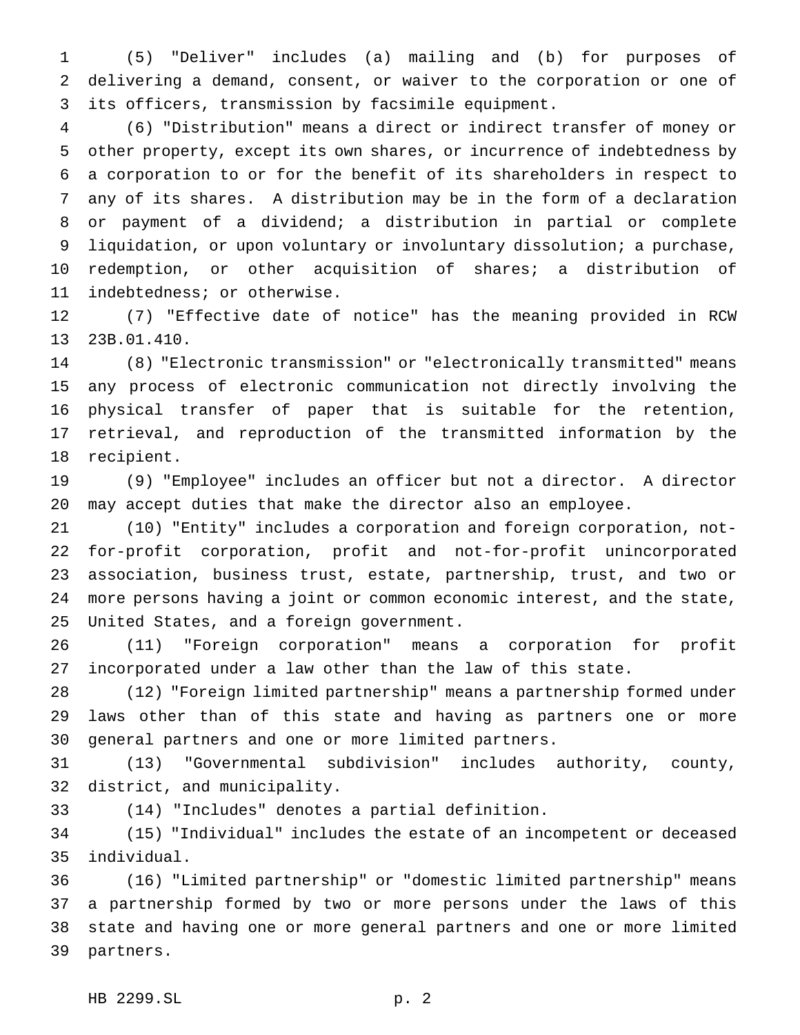(5) "Deliver" includes (a) mailing and (b) for purposes of delivering a demand, consent, or waiver to the corporation or one of its officers, transmission by facsimile equipment.

(6) "Distribution" means a direct or indirect transfer of money or other property, except its own shares, or incurrence of indebtedness by a corporation to or for the benefit of its shareholders in respect to any of its shares. A distribution may be in the form of a declaration or payment of a dividend; a distribution in partial or complete liquidation, or upon voluntary or involuntary dissolution; a purchase, redemption, or other acquisition of shares; a distribution of indebtedness; or otherwise.

(7) "Effective date of notice" has the meaning provided in RCW 23B.01.410.

(8) "Electronic transmission" or "electronically transmitted" means any process of electronic communication not directly involving the physical transfer of paper that is suitable for the retention, retrieval, and reproduction of the transmitted information by the recipient.

(9) "Employee" includes an officer but not a director. A director may accept duties that make the director also an employee.

(10) "Entity" includes a corporation and foreign corporation, not-for-profit corporation, profit and not-for-profit unincorporated association, business trust, estate, partnership, trust, and two or more persons having a joint or common economic interest, and the state, United States, and a foreign government.

(11) "Foreign corporation" means a corporation for profit incorporated under a law other than the law of this state.

(12) "Foreign limited partnership" means a partnership formed under laws other than of this state and having as partners one or more general partners and one or more limited partners.

(13) "Governmental subdivision" includes authority, county, district, and municipality.

(14) "Includes" denotes a partial definition.

(15) "Individual" includes the estate of an incompetent or deceased individual.

(16) "Limited partnership" or "domestic limited partnership" means a partnership formed by two or more persons under the laws of this state and having one or more general partners and one or more limited partners.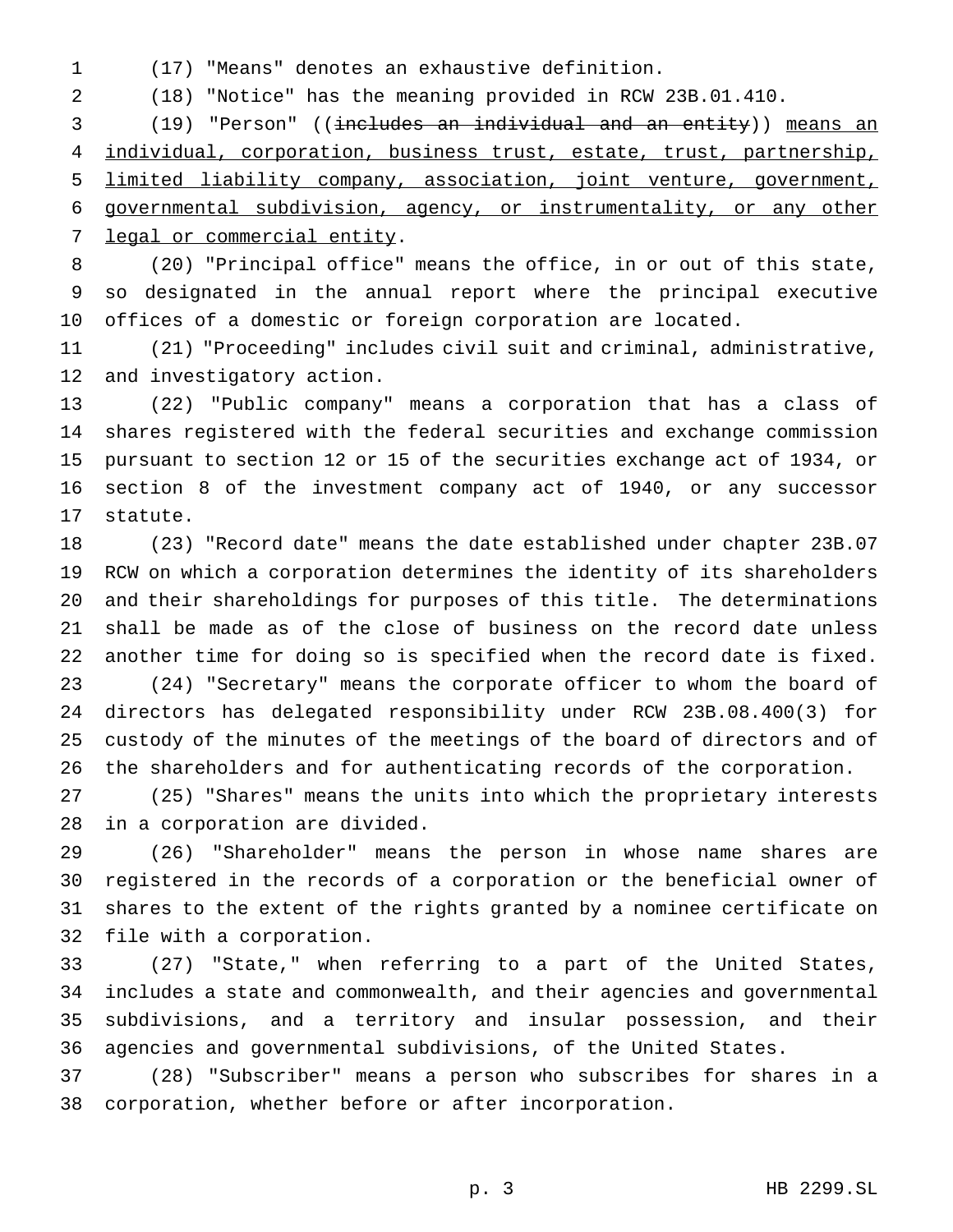(17) "Means" denotes an exhaustive definition.

(18) "Notice" has the meaning provided in RCW 23B.01.410.

(19) "Person" ((~~includes an individual and an entity~~)) <u>means an individual, corporation, business trust, estate, trust, partnership, limited liability company, association, joint venture, government, governmental subdivision, agency, or instrumentality, or any other legal or commercial entity</u>.

(20) "Principal office" means the office, in or out of this state, so designated in the annual report where the principal executive offices of a domestic or foreign corporation are located.

(21) "Proceeding" includes civil suit and criminal, administrative, and investigatory action.

(22) "Public company" means a corporation that has a class of shares registered with the federal securities and exchange commission pursuant to section 12 or 15 of the securities exchange act of 1934, or section 8 of the investment company act of 1940, or any successor statute.

(23) "Record date" means the date established under chapter 23B.07 RCW on which a corporation determines the identity of its shareholders and their shareholdings for purposes of this title. The determinations shall be made as of the close of business on the record date unless another time for doing so is specified when the record date is fixed.

(24) "Secretary" means the corporate officer to whom the board of directors has delegated responsibility under RCW 23B.08.400(3) for custody of the minutes of the meetings of the board of directors and of the shareholders and for authenticating records of the corporation.

(25) "Shares" means the units into which the proprietary interests in a corporation are divided.

(26) "Shareholder" means the person in whose name shares are registered in the records of a corporation or the beneficial owner of shares to the extent of the rights granted by a nominee certificate on file with a corporation.

(27) "State," when referring to a part of the United States, includes a state and commonwealth, and their agencies and governmental subdivisions, and a territory and insular possession, and their agencies and governmental subdivisions, of the United States.

(28) "Subscriber" means a person who subscribes for shares in a corporation, whether before or after incorporation.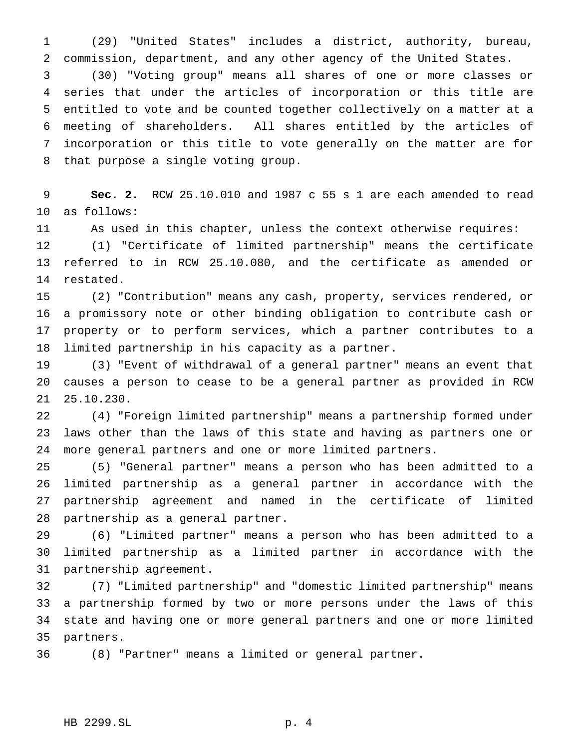(29) "United States" includes a district, authority, bureau, commission, department, and any other agency of the United States.

(30) "Voting group" means all shares of one or more classes or series that under the articles of incorporation or this title are entitled to vote and be counted together collectively on a matter at a meeting of shareholders. All shares entitled by the articles of incorporation or this title to vote generally on the matter are for that purpose a single voting group.

**Sec. 2.** RCW 25.10.010 and 1987 c 55 s 1 are each amended to read as follows:

As used in this chapter, unless the context otherwise requires:

(1) "Certificate of limited partnership" means the certificate referred to in RCW 25.10.080, and the certificate as amended or restated.

(2) "Contribution" means any cash, property, services rendered, or a promissory note or other binding obligation to contribute cash or property or to perform services, which a partner contributes to a limited partnership in his capacity as a partner.

(3) "Event of withdrawal of a general partner" means an event that causes a person to cease to be a general partner as provided in RCW 25.10.230.

(4) "Foreign limited partnership" means a partnership formed under laws other than the laws of this state and having as partners one or more general partners and one or more limited partners.

(5) "General partner" means a person who has been admitted to a limited partnership as a general partner in accordance with the partnership agreement and named in the certificate of limited partnership as a general partner.

(6) "Limited partner" means a person who has been admitted to a limited partnership as a limited partner in accordance with the partnership agreement.

(7) "Limited partnership" and "domestic limited partnership" means a partnership formed by two or more persons under the laws of this state and having one or more general partners and one or more limited partners.

(8) "Partner" means a limited or general partner.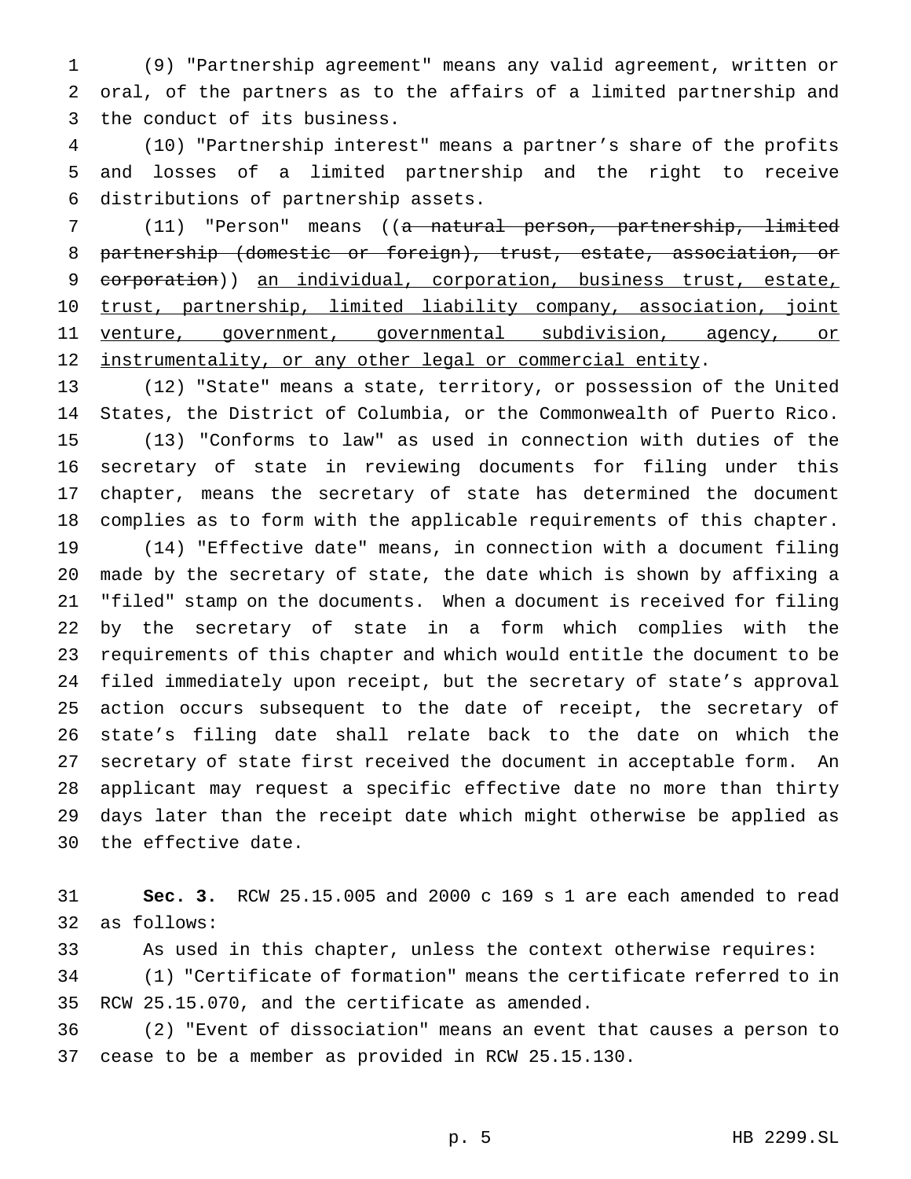(9) "Partnership agreement" means any valid agreement, written or oral, of the partners as to the affairs of a limited partnership and the conduct of its business.

(10) "Partnership interest" means a partner's share of the profits and losses of a limited partnership and the right to receive distributions of partnership assets.

(11) "Person" means ((~~a natural person, partnership, limited partnership (domestic or foreign), trust, estate, association, or corporation~~)) <u>an individual, corporation, business trust, estate, trust, partnership, limited liability company, association, joint venture, government, governmental subdivision, agency, or instrumentality, or any other legal or commercial entity</u>.

(12) "State" means a state, territory, or possession of the United States, the District of Columbia, or the Commonwealth of Puerto Rico.

(13) "Conforms to law" as used in connection with duties of the secretary of state in reviewing documents for filing under this chapter, means the secretary of state has determined the document complies as to form with the applicable requirements of this chapter.

(14) "Effective date" means, in connection with a document filing made by the secretary of state, the date which is shown by affixing a "filed" stamp on the documents. When a document is received for filing by the secretary of state in a form which complies with the requirements of this chapter and which would entitle the document to be filed immediately upon receipt, but the secretary of state's approval action occurs subsequent to the date of receipt, the secretary of state's filing date shall relate back to the date on which the secretary of state first received the document in acceptable form. An applicant may request a specific effective date no more than thirty days later than the receipt date which might otherwise be applied as the effective date.

**Sec. 3.** RCW 25.15.005 and 2000 c 169 s 1 are each amended to read as follows:

As used in this chapter, unless the context otherwise requires:

(1) "Certificate of formation" means the certificate referred to in RCW 25.15.070, and the certificate as amended.

(2) "Event of dissociation" means an event that causes a person to cease to be a member as provided in RCW 25.15.130.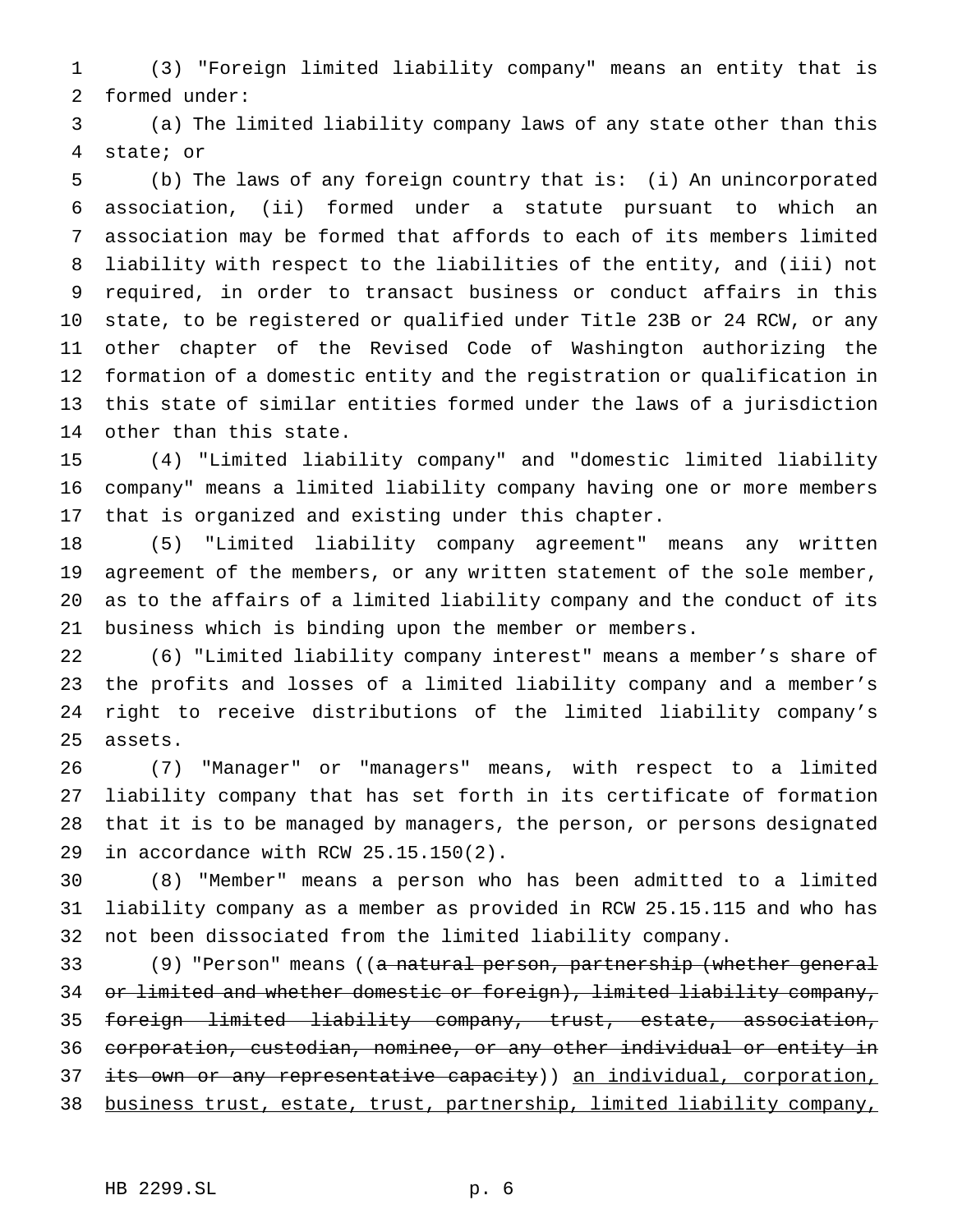(3) "Foreign limited liability company" means an entity that is formed under:

(a) The limited liability company laws of any state other than this state; or

(b) The laws of any foreign country that is: (i) An unincorporated association, (ii) formed under a statute pursuant to which an association may be formed that affords to each of its members limited liability with respect to the liabilities of the entity, and (iii) not required, in order to transact business or conduct affairs in this state, to be registered or qualified under Title 23B or 24 RCW, or any other chapter of the Revised Code of Washington authorizing the formation of a domestic entity and the registration or qualification in this state of similar entities formed under the laws of a jurisdiction other than this state.

(4) "Limited liability company" and "domestic limited liability company" means a limited liability company having one or more members that is organized and existing under this chapter.

(5) "Limited liability company agreement" means any written agreement of the members, or any written statement of the sole member, as to the affairs of a limited liability company and the conduct of its business which is binding upon the member or members.

(6) "Limited liability company interest" means a member's share of the profits and losses of a limited liability company and a member's right to receive distributions of the limited liability company's assets.

(7) "Manager" or "managers" means, with respect to a limited liability company that has set forth in its certificate of formation that it is to be managed by managers, the person, or persons designated in accordance with RCW 25.15.150(2).

(8) "Member" means a person who has been admitted to a limited liability company as a member as provided in RCW 25.15.115 and who has not been dissociated from the limited liability company.

(9) "Person" means ((~~a natural person, partnership (whether general or limited and whether domestic or foreign), limited liability company, foreign limited liability company, trust, estate, association, corporation, custodian, nominee, or any other individual or entity in its own or any representative capacity~~)) <u>an individual, corporation, business trust, estate, trust, partnership, limited liability company,</u>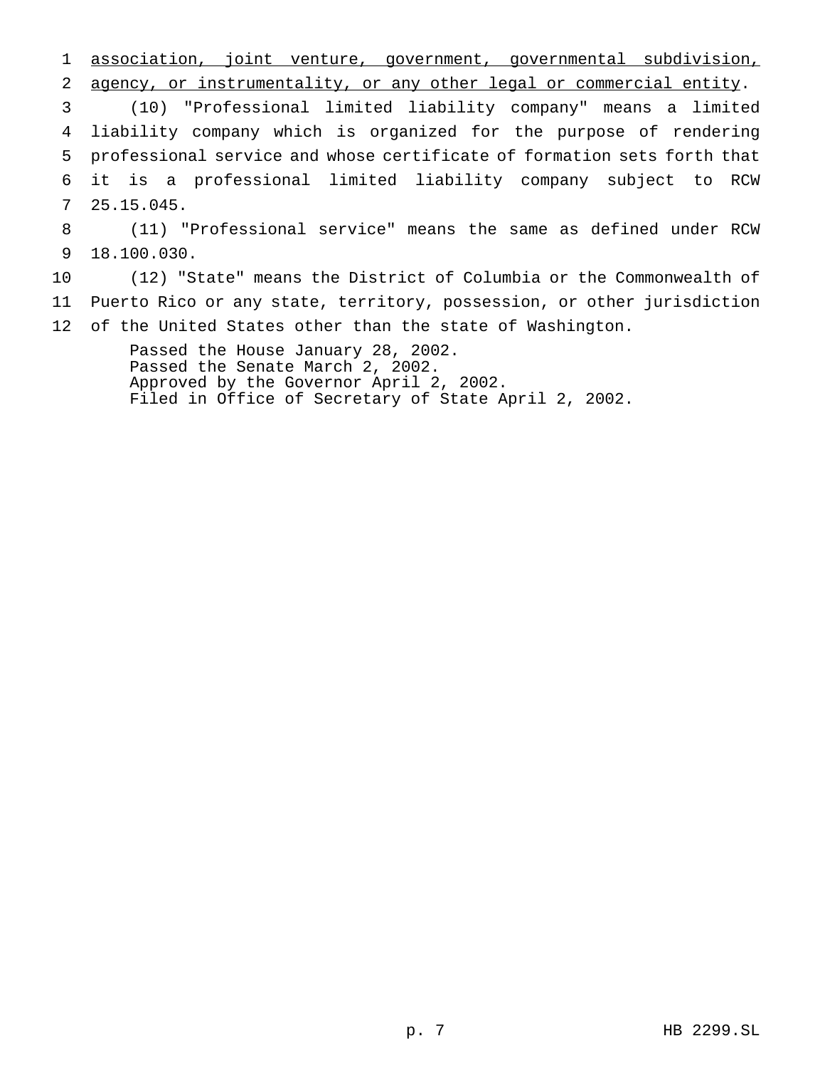association, joint venture, government, governmental subdivision, agency, or instrumentality, or any other legal or commercial entity.

(10) "Professional limited liability company" means a limited liability company which is organized for the purpose of rendering professional service and whose certificate of formation sets forth that it is a professional limited liability company subject to RCW 25.15.045.

(11) "Professional service" means the same as defined under RCW 18.100.030.

(12) "State" means the District of Columbia or the Commonwealth of Puerto Rico or any state, territory, possession, or other jurisdiction of the United States other than the state of Washington.

Passed the House January 28, 2002.
Passed the Senate March 2, 2002.
Approved by the Governor April 2, 2002.
Filed in Office of Secretary of State April 2, 2002.